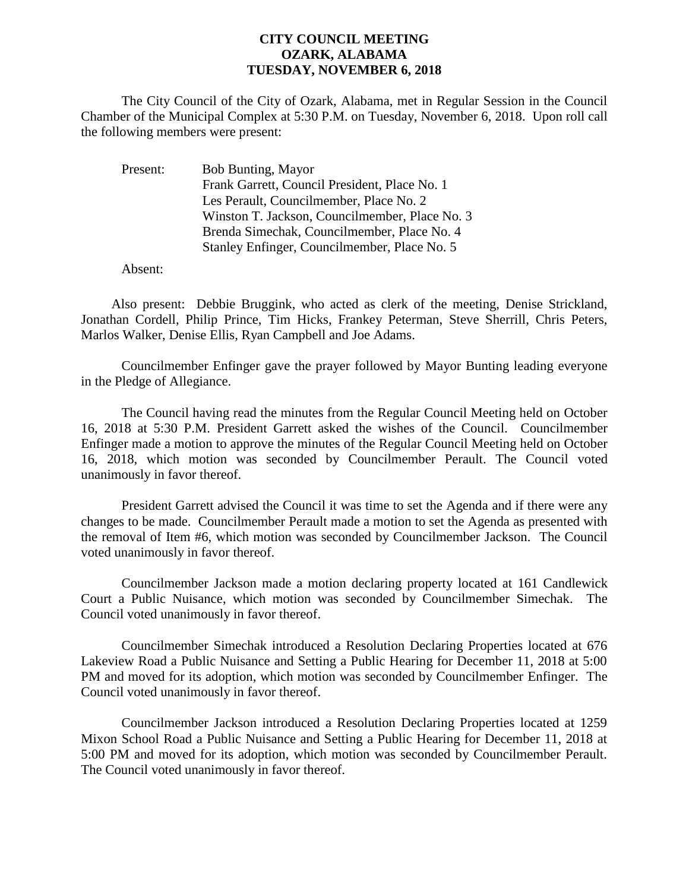# CITY COUNCIL MEETING
# OZARK, ALABAMA
# TUESDAY, NOVEMBER 6, 2018

The City Council of the City of Ozark, Alabama, met in Regular Session in the Council Chamber of the Municipal Complex at 5:30 P.M. on Tuesday, November 6, 2018. Upon roll call the following members were present:

Present:
- Bob Bunting, Mayor
- Frank Garrett, Council President, Place No. 1
- Les Perault, Councilmember, Place No. 2
- Winston T. Jackson, Councilmember, Place No. 3
- Brenda Simechak, Councilmember, Place No. 4
- Stanley Enfinger, Councilmember, Place No. 5

Absent:

Also present: Debbie Bruggink, who acted as clerk of the meeting, Denise Strickland, Jonathan Cordell, Philip Prince, Tim Hicks, Frankey Peterman, Steve Sherrill, Chris Peters, Marlos Walker, Denise Ellis, Ryan Campbell and Joe Adams.

Councilmember Enfinger gave the prayer followed by Mayor Bunting leading everyone in the Pledge of Allegiance.

The Council having read the minutes from the Regular Council Meeting held on October 16, 2018 at 5:30 P.M. President Garrett asked the wishes of the Council. Councilmember Enfinger made a motion to approve the minutes of the Regular Council Meeting held on October 16, 2018, which motion was seconded by Councilmember Perault. The Council voted unanimously in favor thereof.

President Garrett advised the Council it was time to set the Agenda and if there were any changes to be made. Councilmember Perault made a motion to set the Agenda as presented with the removal of Item #6, which motion was seconded by Councilmember Jackson. The Council voted unanimously in favor thereof.

Councilmember Jackson made a motion declaring property located at 161 Candlewick Court a Public Nuisance, which motion was seconded by Councilmember Simechak. The Council voted unanimously in favor thereof.

Councilmember Simechak introduced a Resolution Declaring Properties located at 676 Lakeview Road a Public Nuisance and Setting a Public Hearing for December 11, 2018 at 5:00 PM and moved for its adoption, which motion was seconded by Councilmember Enfinger. The Council voted unanimously in favor thereof.

Councilmember Jackson introduced a Resolution Declaring Properties located at 1259 Mixon School Road a Public Nuisance and Setting a Public Hearing for December 11, 2018 at 5:00 PM and moved for its adoption, which motion was seconded by Councilmember Perault. The Council voted unanimously in favor thereof.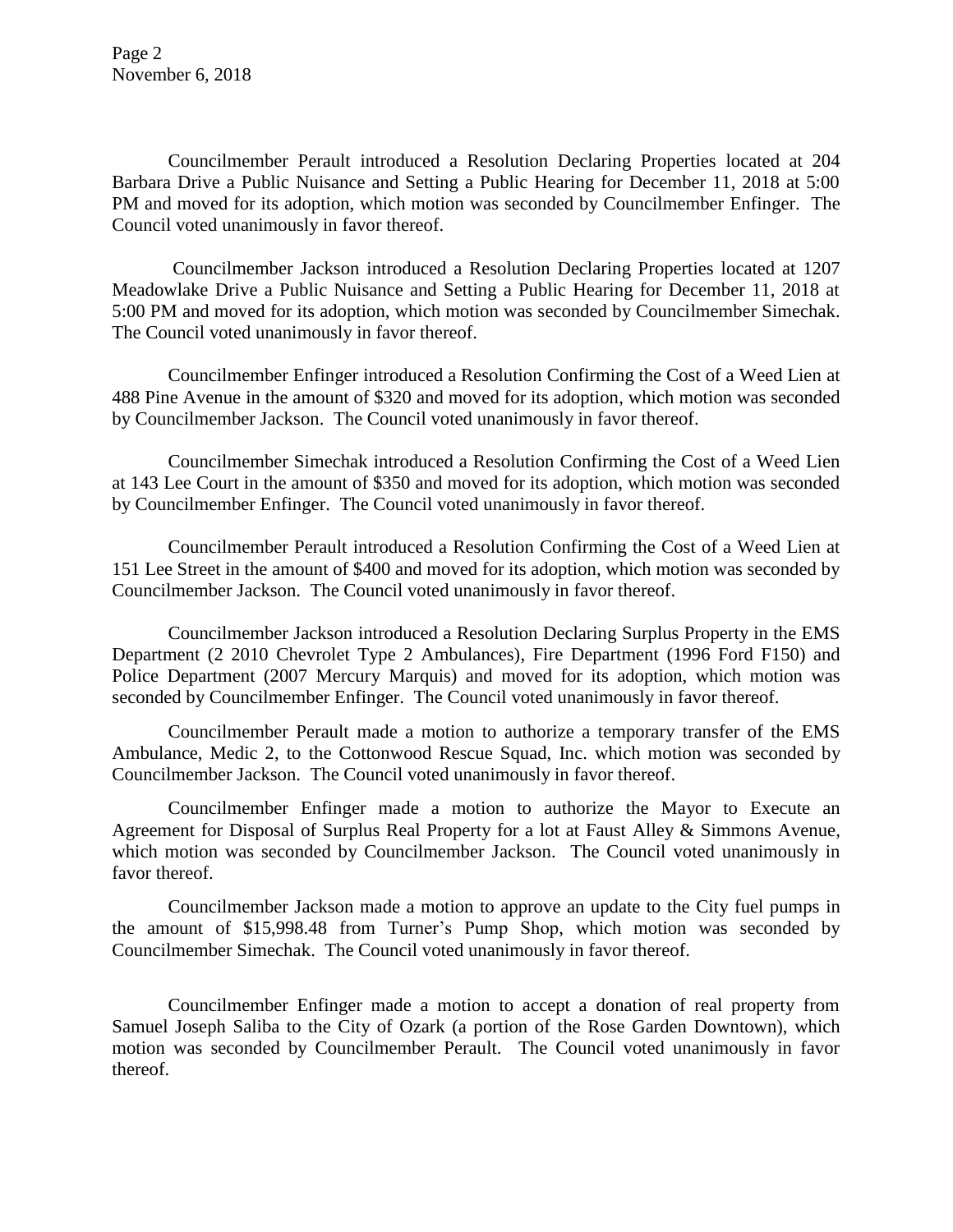Councilmember Perault introduced a Resolution Declaring Properties located at 204 Barbara Drive a Public Nuisance and Setting a Public Hearing for December 11, 2018 at 5:00 PM and moved for its adoption, which motion was seconded by Councilmember Enfinger. The Council voted unanimously in favor thereof.

Councilmember Jackson introduced a Resolution Declaring Properties located at 1207 Meadowlake Drive a Public Nuisance and Setting a Public Hearing for December 11, 2018 at 5:00 PM and moved for its adoption, which motion was seconded by Councilmember Simechak. The Council voted unanimously in favor thereof.

Councilmember Enfinger introduced a Resolution Confirming the Cost of a Weed Lien at 488 Pine Avenue in the amount of $320 and moved for its adoption, which motion was seconded by Councilmember Jackson. The Council voted unanimously in favor thereof.

Councilmember Simechak introduced a Resolution Confirming the Cost of a Weed Lien at 143 Lee Court in the amount of $350 and moved for its adoption, which motion was seconded by Councilmember Enfinger. The Council voted unanimously in favor thereof.

Councilmember Perault introduced a Resolution Confirming the Cost of a Weed Lien at 151 Lee Street in the amount of $400 and moved for its adoption, which motion was seconded by Councilmember Jackson. The Council voted unanimously in favor thereof.

Councilmember Jackson introduced a Resolution Declaring Surplus Property in the EMS Department (2 2010 Chevrolet Type 2 Ambulances), Fire Department (1996 Ford F150) and Police Department (2007 Mercury Marquis) and moved for its adoption, which motion was seconded by Councilmember Enfinger. The Council voted unanimously in favor thereof.

Councilmember Perault made a motion to authorize a temporary transfer of the EMS Ambulance, Medic 2, to the Cottonwood Rescue Squad, Inc. which motion was seconded by Councilmember Jackson. The Council voted unanimously in favor thereof.

Councilmember Enfinger made a motion to authorize the Mayor to Execute an Agreement for Disposal of Surplus Real Property for a lot at Faust Alley & Simmons Avenue, which motion was seconded by Councilmember Jackson. The Council voted unanimously in favor thereof.

Councilmember Jackson made a motion to approve an update to the City fuel pumps in the amount of $15,998.48 from Turner's Pump Shop, which motion was seconded by Councilmember Simechak. The Council voted unanimously in favor thereof.

Councilmember Enfinger made a motion to accept a donation of real property from Samuel Joseph Saliba to the City of Ozark (a portion of the Rose Garden Downtown), which motion was seconded by Councilmember Perault. The Council voted unanimously in favor thereof.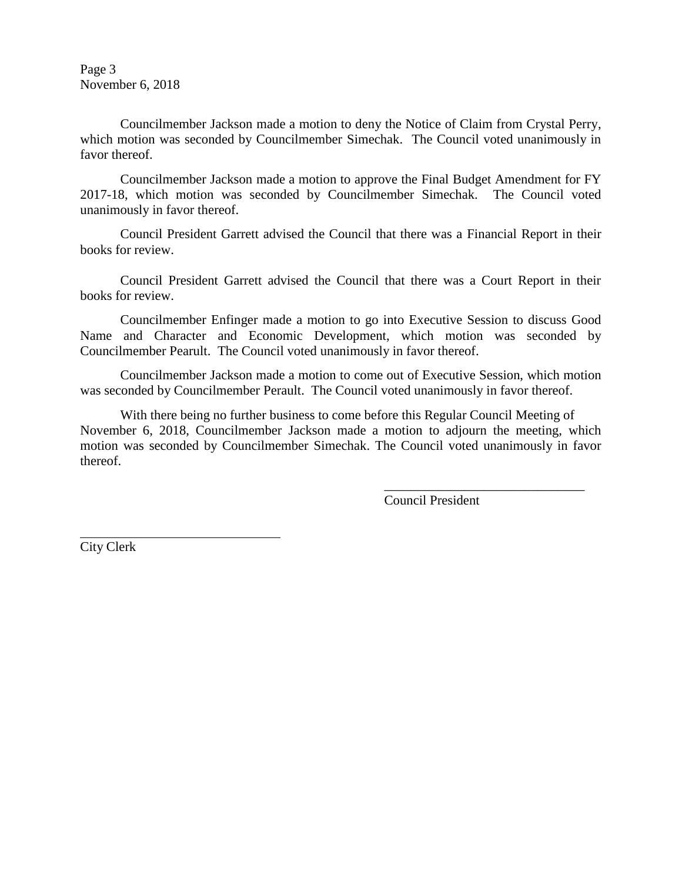Councilmember Jackson made a motion to deny the Notice of Claim from Crystal Perry, which motion was seconded by Councilmember Simechak. The Council voted unanimously in favor thereof.

Councilmember Jackson made a motion to approve the Final Budget Amendment for FY 2017-18, which motion was seconded by Councilmember Simechak. The Council voted unanimously in favor thereof.

Council President Garrett advised the Council that there was a Financial Report in their books for review.

Council President Garrett advised the Council that there was a Court Report in their books for review.

Councilmember Enfinger made a motion to go into Executive Session to discuss Good Name and Character and Economic Development, which motion was seconded by Councilmember Pearult. The Council voted unanimously in favor thereof.

Councilmember Jackson made a motion to come out of Executive Session, which motion was seconded by Councilmember Perault. The Council voted unanimously in favor thereof.

With there being no further business to come before this Regular Council Meeting of November 6, 2018, Councilmember Jackson made a motion to adjourn the meeting, which motion was seconded by Councilmember Simechak. The Council voted unanimously in favor thereof.

\_\_\_\_\_\_\_\_\_\_\_\_\_\_\_\_\_\_\_\_\_\_\_\_\_\_\_\_\_\_\_\_
Council President

\_\_\_\_\_\_\_\_\_\_\_\_\_\_\_\_\_\_\_\_\_\_\_\_\_\_\_\_\_\_\_\_
City Clerk